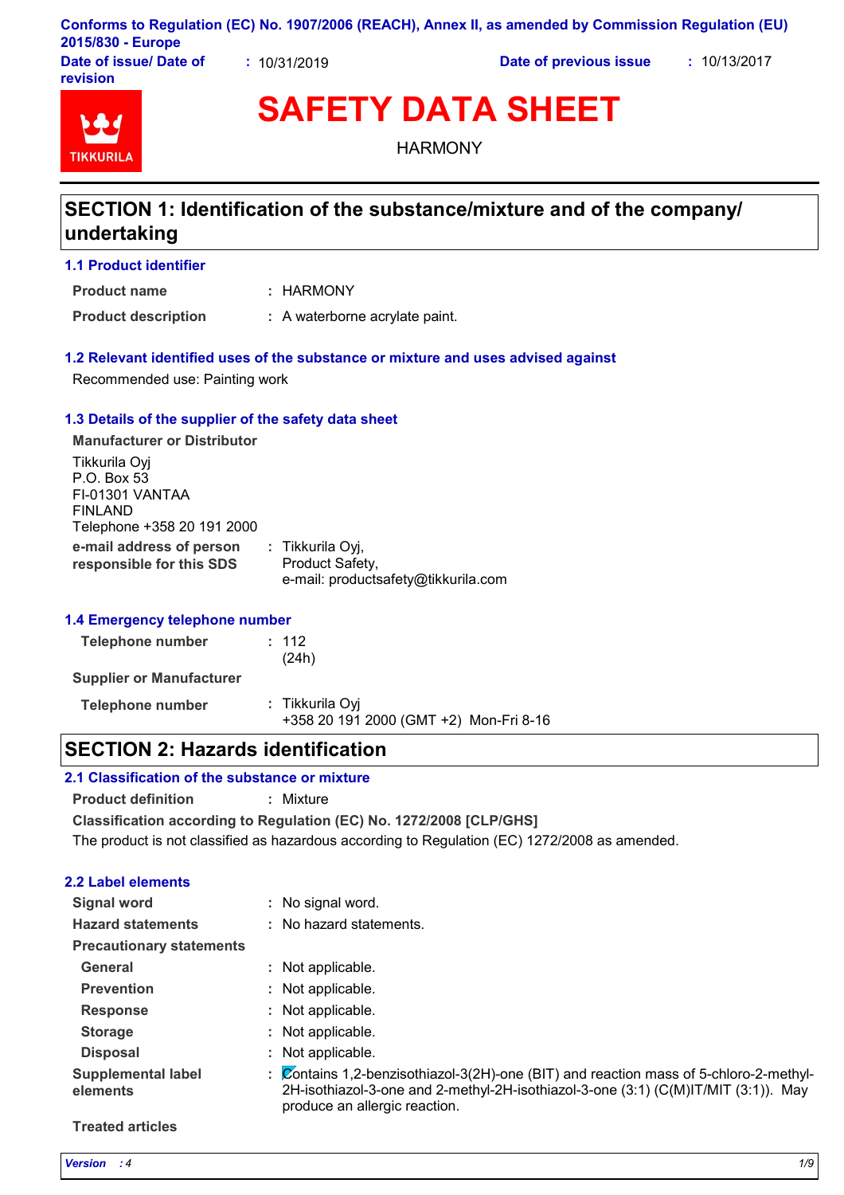Conforms to Regulation (EC) No. 1907/2006 (REACH), Annex II, as amended by Commission Regulation (EU) 2015/830 - Europe

**Date of issue/ Date of revision** : 10/31/2019 **Date of previous issue** : 10/13/2017

# SAFETY DATA SHEET

HARMONY

## SECTION 1: Identification of the substance/mixture and of the company/ undertaking

### 1.1 Product identifier

**Product name** : HARMONY

**Product description** : A waterborne acrylate paint.

### 1.2 Relevant identified uses of the substance or mixture and uses advised against

Recommended use: Painting work

### 1.3 Details of the supplier of the safety data sheet

**Manufacturer or Distributor**

Tikkurila Oyj
P.O. Box 53
FI-01301 VANTAA
FINLAND
Telephone +358 20 191 2000

**e-mail address of person responsible for this SDS** : Tikkurila Oyj, Product Safety, e-mail: productsafety@tikkurila.com

### 1.4 Emergency telephone number

**Telephone number** : 112 (24h)

**Supplier or Manufacturer**

**Telephone number** : Tikkurila Oyj
+358 20 191 2000 (GMT +2) Mon-Fri 8-16

## SECTION 2: Hazards identification

### 2.1 Classification of the substance or mixture

**Product definition** : Mixture

**Classification according to Regulation (EC) No. 1272/2008 [CLP/GHS]**

The product is not classified as hazardous according to Regulation (EC) 1272/2008 as amended.

### 2.2 Label elements

**Signal word** : No signal word.

**Hazard statements** : No hazard statements.

**Precautionary statements**

**General** : Not applicable.

**Prevention** : Not applicable.

**Response** : Not applicable.

**Storage** : Not applicable.

**Disposal** : Not applicable.

**Supplemental label elements** : Contains 1,2-benzisothiazol-3(2H)-one (BIT) and reaction mass of 5-chloro-2-methyl-2H-isothiazol-3-one and 2-methyl-2H-isothiazol-3-one (3:1) (C(M)IT/MIT (3:1)). May produce an allergic reaction.

**Treated articles**

*Version : 4*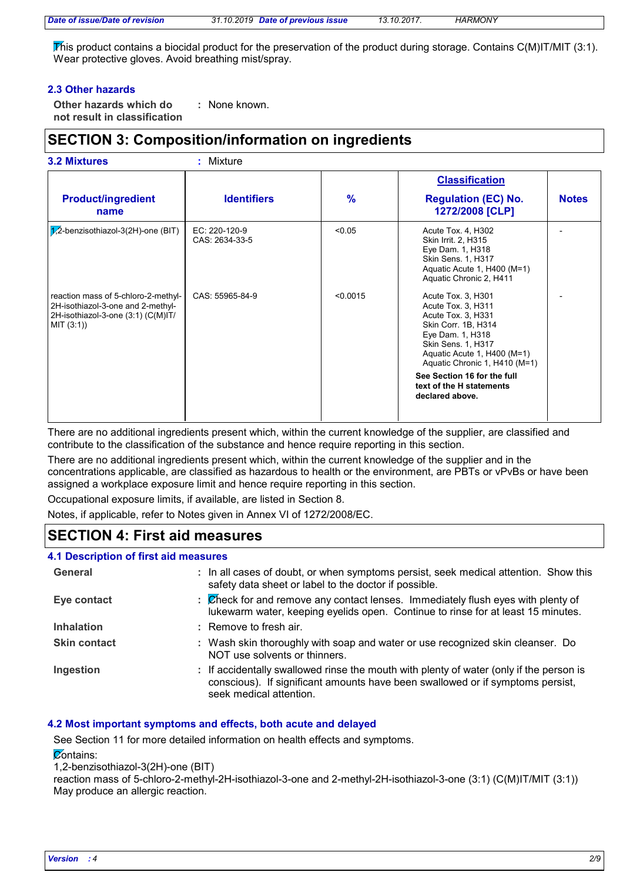This product contains a biocidal product for the preservation of the product during storage. Contains C(M)IT/MIT (3:1). Wear protective gloves. Avoid breathing mist/spray.

### 2.3 Other hazards

**Other hazards which do not result in classification** : None known.

## SECTION 3: Composition/information on ingredients

### 3.2 Mixtures : Mixture

| Product/ingredient name | Identifiers | % | Classification Regulation (EC) No. 1272/2008 [CLP] | Notes |
|---|---|---|---|---|
| 1,2-benzisothiazol-3(2H)-one (BIT) | EC: 220-120-9<br>CAS: 2634-33-5 | <0.05 | Acute Tox. 4, H302<br>Skin Irrit. 2, H315<br>Eye Dam. 1, H318<br>Skin Sens. 1, H317<br>Aquatic Acute 1, H400 (M=1)<br>Aquatic Chronic 2, H411 | - |
| reaction mass of 5-chloro-2-methyl-2H-isothiazol-3-one and 2-methyl-2H-isothiazol-3-one (3:1) (C(M)IT/MIT (3:1)) | CAS: 55965-84-9 | <0.0015 | Acute Tox. 3, H301<br>Acute Tox. 3, H311<br>Acute Tox. 3, H331<br>Skin Corr. 1B, H314<br>Eye Dam. 1, H318<br>Skin Sens. 1, H317<br>Aquatic Acute 1, H400 (M=1)<br>Aquatic Chronic 1, H410 (M=1)<br>**See Section 16 for the full text of the H statements declared above.** | - |

There are no additional ingredients present which, within the current knowledge of the supplier, are classified and contribute to the classification of the substance and hence require reporting in this section.

There are no additional ingredients present which, within the current knowledge of the supplier and in the concentrations applicable, are classified as hazardous to health or the environment, are PBTs or vPvBs or have been assigned a workplace exposure limit and hence require reporting in this section.

Occupational exposure limits, if available, are listed in Section 8.

Notes, if applicable, refer to Notes given in Annex VI of 1272/2008/EC.

## SECTION 4: First aid measures

### 4.1 Description of first aid measures

**General** : In all cases of doubt, or when symptoms persist, seek medical attention. Show this safety data sheet or label to the doctor if possible.

**Eye contact** : Check for and remove any contact lenses. Immediately flush eyes with plenty of lukewarm water, keeping eyelids open. Continue to rinse for at least 15 minutes.

**Inhalation** : Remove to fresh air.

**Skin contact** : Wash skin thoroughly with soap and water or use recognized skin cleanser. Do NOT use solvents or thinners.

**Ingestion** : If accidentally swallowed rinse the mouth with plenty of water (only if the person is conscious). If significant amounts have been swallowed or if symptoms persist, seek medical attention.

### 4.2 Most important symptoms and effects, both acute and delayed

See Section 11 for more detailed information on health effects and symptoms.

Contains:
1,2-benzisothiazol-3(2H)-one (BIT)
reaction mass of 5-chloro-2-methyl-2H-isothiazol-3-one and 2-methyl-2H-isothiazol-3-one (3:1) (C(M)IT/MIT (3:1))
May produce an allergic reaction.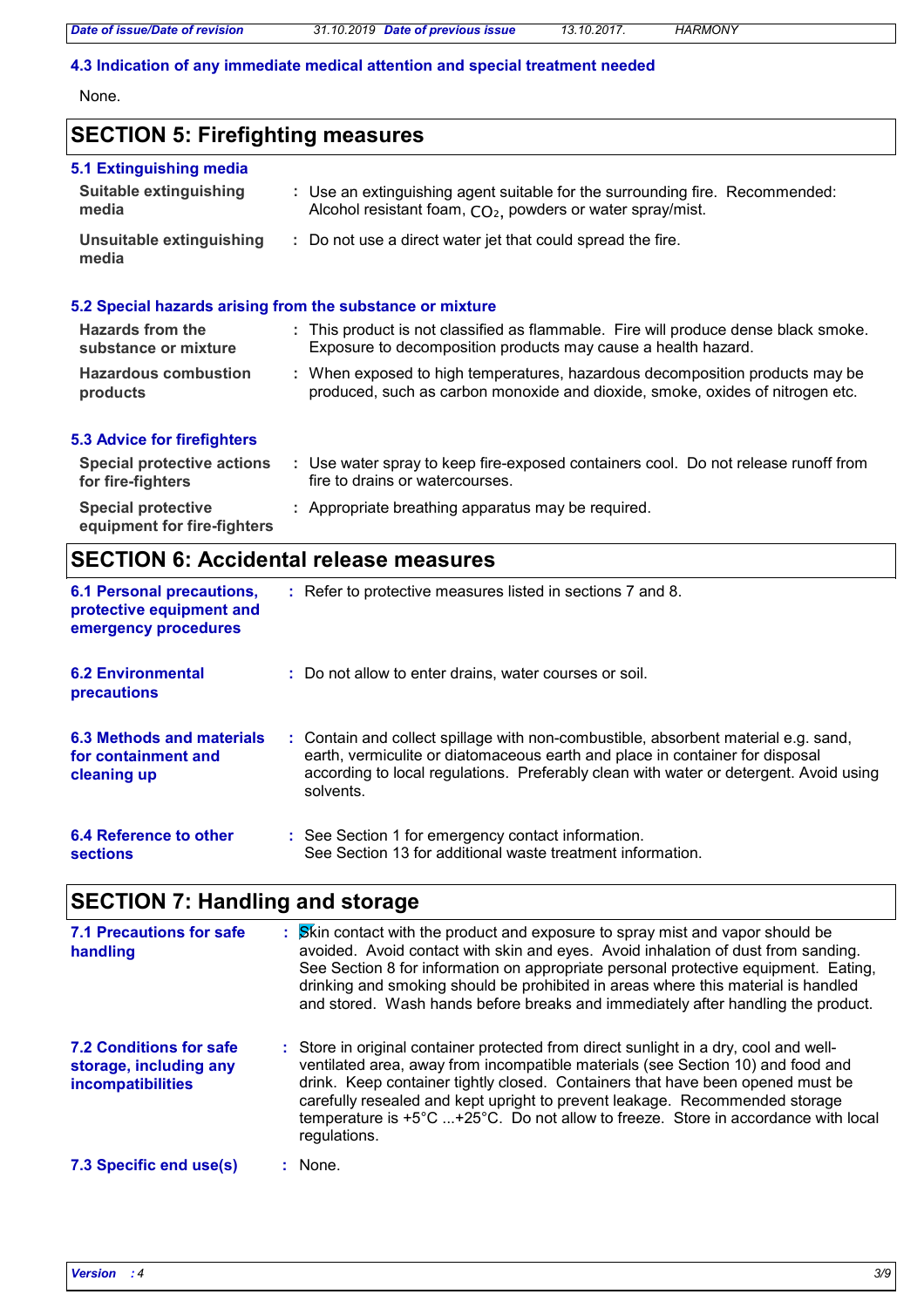### 4.3 Indication of any immediate medical attention and special treatment needed

None.

## SECTION 5: Firefighting measures

### 5.1 Extinguishing media

**Suitable extinguishing media** : Use an extinguishing agent suitable for the surrounding fire. Recommended: Alcohol resistant foam, $CO_2$, powders or water spray/mist.

**Unsuitable extinguishing media** : Do not use a direct water jet that could spread the fire.

### 5.2 Special hazards arising from the substance or mixture

**Hazards from the substance or mixture** : This product is not classified as flammable. Fire will produce dense black smoke. Exposure to decomposition products may cause a health hazard.

**Hazardous combustion products** : When exposed to high temperatures, hazardous decomposition products may be produced, such as carbon monoxide and dioxide, smoke, oxides of nitrogen etc.

### 5.3 Advice for firefighters

**Special protective actions for fire-fighters** : Use water spray to keep fire-exposed containers cool. Do not release runoff from fire to drains or watercourses.

**Special protective equipment for fire-fighters** : Appropriate breathing apparatus may be required.

## SECTION 6: Accidental release measures

**6.1 Personal precautions, protective equipment and emergency procedures** : Refer to protective measures listed in sections 7 and 8.

**6.2 Environmental precautions** : Do not allow to enter drains, water courses or soil.

**6.3 Methods and materials for containment and cleaning up** : Contain and collect spillage with non-combustible, absorbent material e.g. sand, earth, vermiculite or diatomaceous earth and place in container for disposal according to local regulations. Preferably clean with water or detergent. Avoid using solvents.

**6.4 Reference to other sections** : See Section 1 for emergency contact information.
See Section 13 for additional waste treatment information.

## SECTION 7: Handling and storage

**7.1 Precautions for safe handling** : Skin contact with the product and exposure to spray mist and vapor should be avoided. Avoid contact with skin and eyes. Avoid inhalation of dust from sanding. See Section 8 for information on appropriate personal protective equipment. Eating, drinking and smoking should be prohibited in areas where this material is handled and stored. Wash hands before breaks and immediately after handling the product.

**7.2 Conditions for safe storage, including any incompatibilities** : Store in original container protected from direct sunlight in a dry, cool and well-ventilated area, away from incompatible materials (see Section 10) and food and drink. Keep container tightly closed. Containers that have been opened must be carefully resealed and kept upright to prevent leakage. Recommended storage temperature is +5°C ...+25°C. Do not allow to freeze. Store in accordance with local regulations.

**7.3 Specific end use(s)** : None.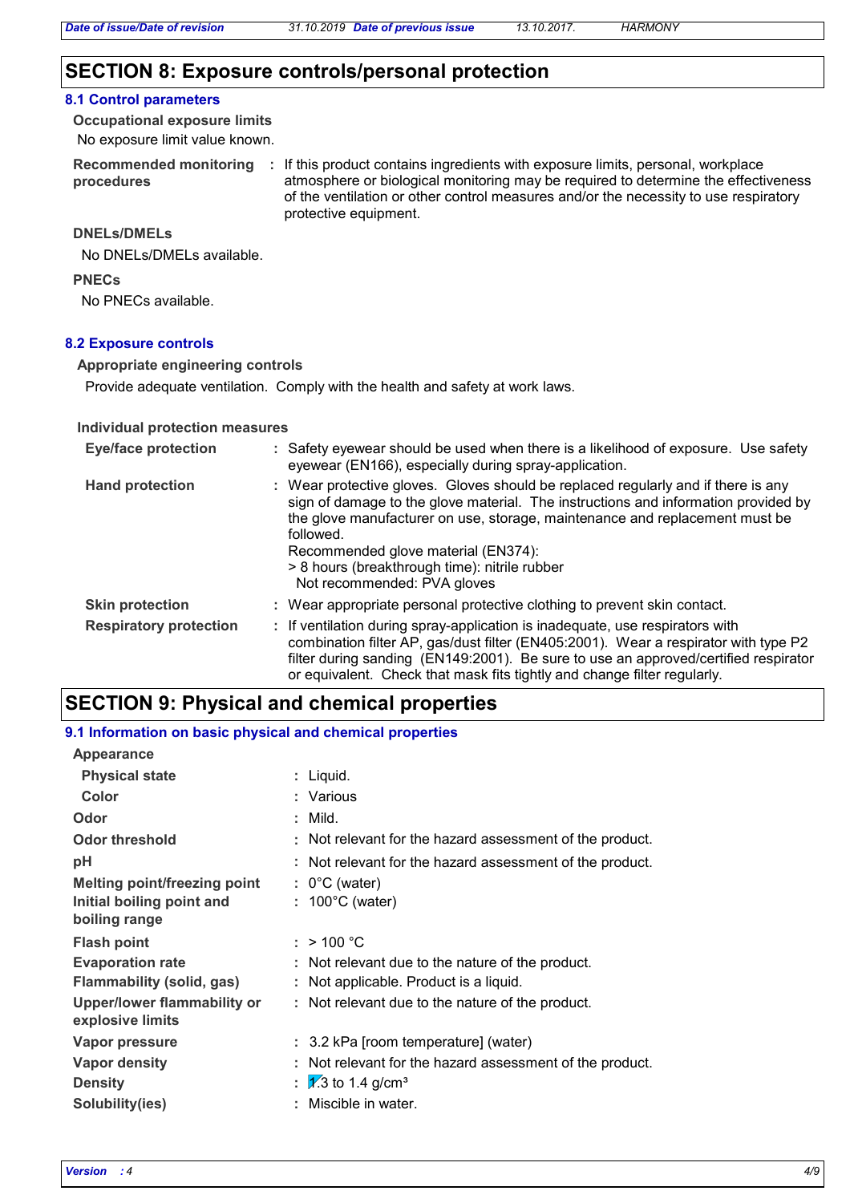## SECTION 8: Exposure controls/personal protection

### 8.1 Control parameters

**Occupational exposure limits**

No exposure limit value known.

**Recommended monitoring procedures** : If this product contains ingredients with exposure limits, personal, workplace atmosphere or biological monitoring may be required to determine the effectiveness of the ventilation or other control measures and/or the necessity to use respiratory protective equipment.

**DNELs/DMELs**

No DNELs/DMELs available.

**PNECs**

No PNECs available.

### 8.2 Exposure controls

**Appropriate engineering controls**

Provide adequate ventilation. Comply with the health and safety at work laws.

**Individual protection measures**

**Eye/face protection** : Safety eyewear should be used when there is a likelihood of exposure. Use safety eyewear (EN166), especially during spray-application.

**Hand protection** : Wear protective gloves. Gloves should be replaced regularly and if there is any sign of damage to the glove material. The instructions and information provided by the glove manufacturer on use, storage, maintenance and replacement must be followed.
Recommended glove material (EN374):
> 8 hours (breakthrough time): nitrile rubber
Not recommended: PVA gloves

**Skin protection** : Wear appropriate personal protective clothing to prevent skin contact.

**Respiratory protection** : If ventilation during spray-application is inadequate, use respirators with combination filter AP, gas/dust filter (EN405:2001). Wear a respirator with type P2 filter during sanding (EN149:2001). Be sure to use an approved/certified respirator or equivalent. Check that mask fits tightly and change filter regularly.

## SECTION 9: Physical and chemical properties

### 9.1 Information on basic physical and chemical properties

**Appearance**

**Physical state** : Liquid.

**Color** : Various

**Odor** : Mild.

**Odor threshold** : Not relevant for the hazard assessment of the product.

**pH** : Not relevant for the hazard assessment of the product.

**Melting point/freezing point** : 0°C (water)

**Initial boiling point and boiling range** : 100°C (water)

**Flash point** : > 100 °C

**Evaporation rate** : Not relevant due to the nature of the product.

**Flammability (solid, gas)** : Not applicable. Product is a liquid.

**Upper/lower flammability or explosive limits** : Not relevant due to the nature of the product.

**Vapor pressure** : 3.2 kPa [room temperature] (water)

**Vapor density** : Not relevant for the hazard assessment of the product.

**Density** : 1.3 to 1.4 g/cm³

**Solubility(ies)** : Miscible in water.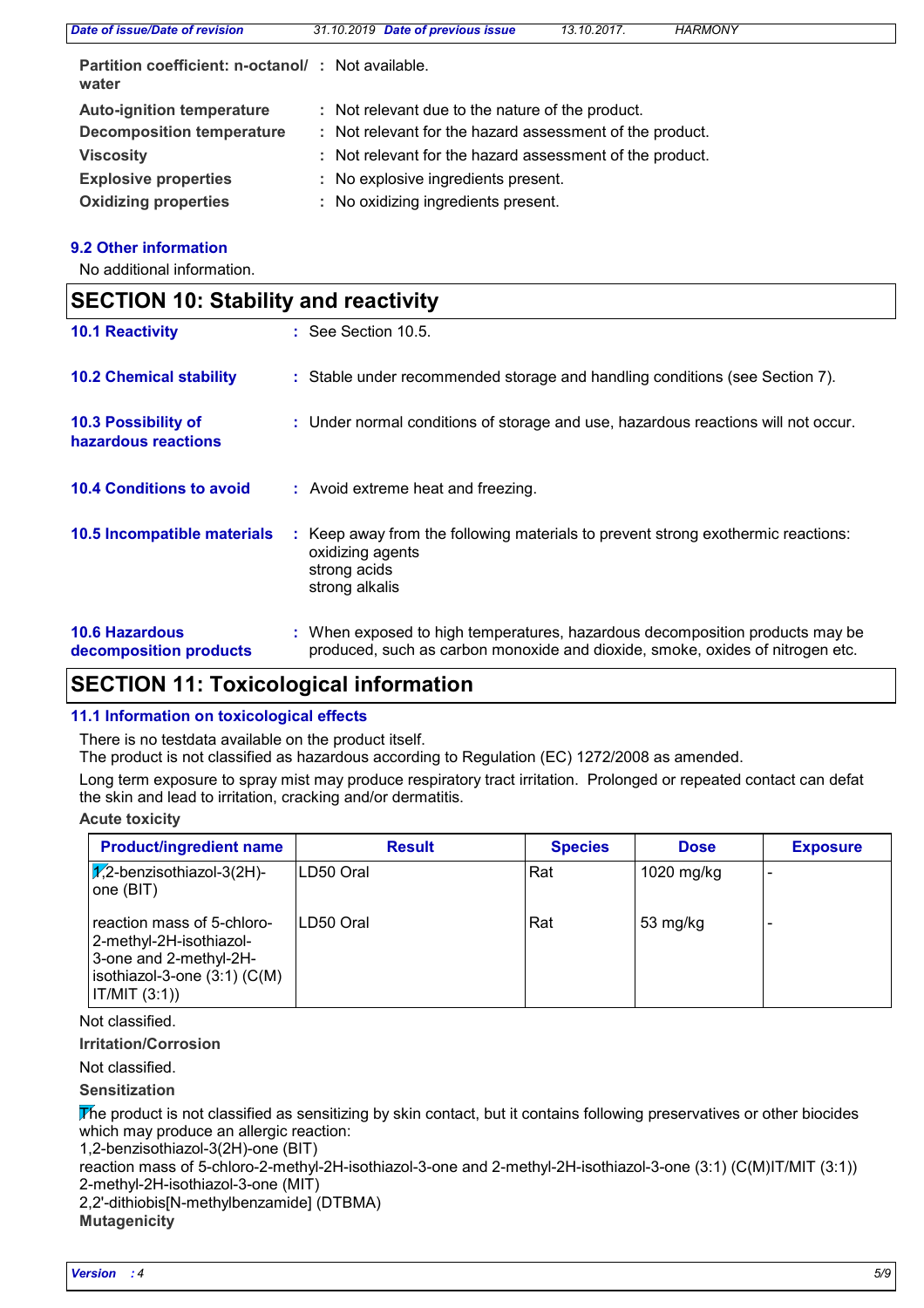| | | |
|---|---|---|
| **Partition coefficient: n-octanol/ water** | : | Not available. |
| **Auto-ignition temperature** | : | Not relevant due to the nature of the product. |
| **Decomposition temperature** | : | Not relevant for the hazard assessment of the product. |
| **Viscosity** | : | Not relevant for the hazard assessment of the product. |
| **Explosive properties** | : | No explosive ingredients present. |
| **Oxidizing properties** | : | No oxidizing ingredients present. |

### 9.2 Other information

No additional information.

## SECTION 10: Stability and reactivity

**10.1 Reactivity** : See Section 10.5.

**10.2 Chemical stability** : Stable under recommended storage and handling conditions (see Section 7).

**10.3 Possibility of hazardous reactions** : Under normal conditions of storage and use, hazardous reactions will not occur.

**10.4 Conditions to avoid** : Avoid extreme heat and freezing.

**10.5 Incompatible materials** : Keep away from the following materials to prevent strong exothermic reactions:
oxidizing agents
strong acids
strong alkalis

**10.6 Hazardous decomposition products** : When exposed to high temperatures, hazardous decomposition products may be produced, such as carbon monoxide and dioxide, smoke, oxides of nitrogen etc.

## SECTION 11: Toxicological information

### 11.1 Information on toxicological effects

There is no testdata available on the product itself.
The product is not classified as hazardous according to Regulation (EC) 1272/2008 as amended.

Long term exposure to spray mist may produce respiratory tract irritation. Prolonged or repeated contact can defat the skin and lead to irritation, cracking and/or dermatitis.

**Acute toxicity**

| Product/ingredient name | Result | Species | Dose | Exposure |
|---|---|---|---|---|
| 1,2-benzisothiazol-3(2H)-one (BIT) | LD50 Oral | Rat | 1020 mg/kg | - |
| reaction mass of 5-chloro-2-methyl-2H-isothiazol-3-one and 2-methyl-2H-isothiazol-3-one (3:1) (C(M)IT/MIT (3:1)) | LD50 Oral | Rat | 53 mg/kg | - |

Not classified.

**Irritation/Corrosion**

Not classified.

**Sensitization**

The product is not classified as sensitizing by skin contact, but it contains following preservatives or other biocides which may produce an allergic reaction:
1,2-benzisothiazol-3(2H)-one (BIT)
reaction mass of 5-chloro-2-methyl-2H-isothiazol-3-one and 2-methyl-2H-isothiazol-3-one (3:1) (C(M)IT/MIT (3:1))
2-methyl-2H-isothiazol-3-one (MIT)
2,2'-dithiobis[N-methylbenzamide] (DTBMA)

**Mutagenicity**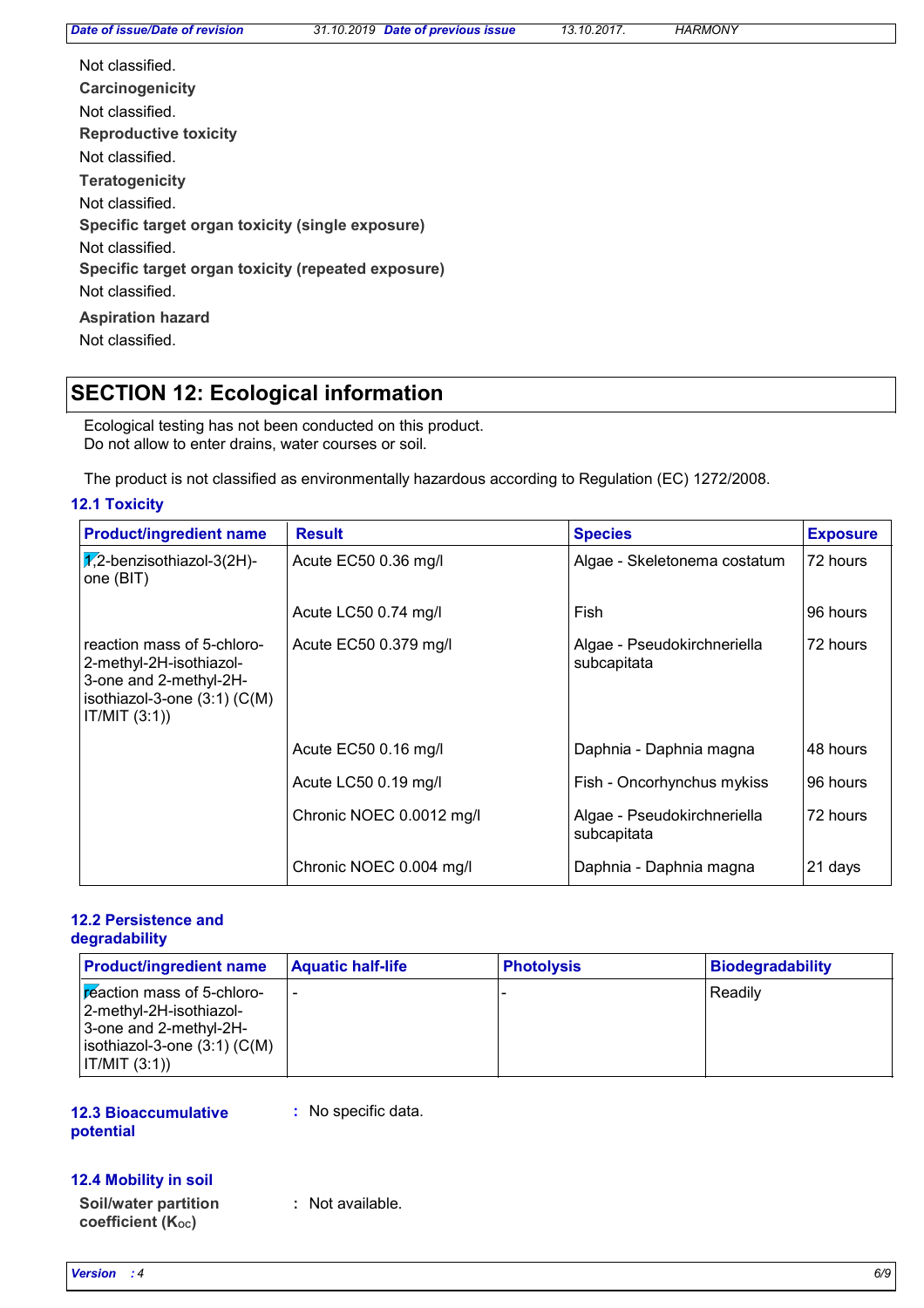Not classified.

**Carcinogenicity**

Not classified.

**Reproductive toxicity**

Not classified.

**Teratogenicity**

Not classified.

**Specific target organ toxicity (single exposure)**

Not classified.

**Specific target organ toxicity (repeated exposure)**

Not classified.

**Aspiration hazard**

Not classified.

## SECTION 12: Ecological information

Ecological testing has not been conducted on this product.
Do not allow to enter drains, water courses or soil.

The product is not classified as environmentally hazardous according to Regulation (EC) 1272/2008.

### 12.1 Toxicity

| Product/ingredient name | Result | Species | Exposure |
|---|---|---|---|
| 1,2-benzisothiazol-3(2H)-one (BIT) | Acute EC50 0.36 mg/l | Algae - Skeletonema costatum | 72 hours |
| | Acute LC50 0.74 mg/l | Fish | 96 hours |
| reaction mass of 5-chloro-2-methyl-2H-isothiazol-3-one and 2-methyl-2H-isothiazol-3-one (3:1) (C(M) IT/MIT (3:1)) | Acute EC50 0.379 mg/l | Algae - Pseudokirchneriella subcapitata | 72 hours |
| | Acute EC50 0.16 mg/l | Daphnia - Daphnia magna | 48 hours |
| | Acute LC50 0.19 mg/l | Fish - Oncorhynchus mykiss | 96 hours |
| | Chronic NOEC 0.0012 mg/l | Algae - Pseudokirchneriella subcapitata | 72 hours |
| | Chronic NOEC 0.004 mg/l | Daphnia - Daphnia magna | 21 days |

### 12.2 Persistence and degradability

| Product/ingredient name | Aquatic half-life | Photolysis | Biodegradability |
|---|---|---|---|
| reaction mass of 5-chloro-2-methyl-2H-isothiazol-3-one and 2-methyl-2H-isothiazol-3-one (3:1) (C(M) IT/MIT (3:1)) | - | - | Readily |

### 12.3 Bioaccumulative potential

: No specific data.

### 12.4 Mobility in soil

**Soil/water partition coefficient ($K_{OC}$)** : Not available.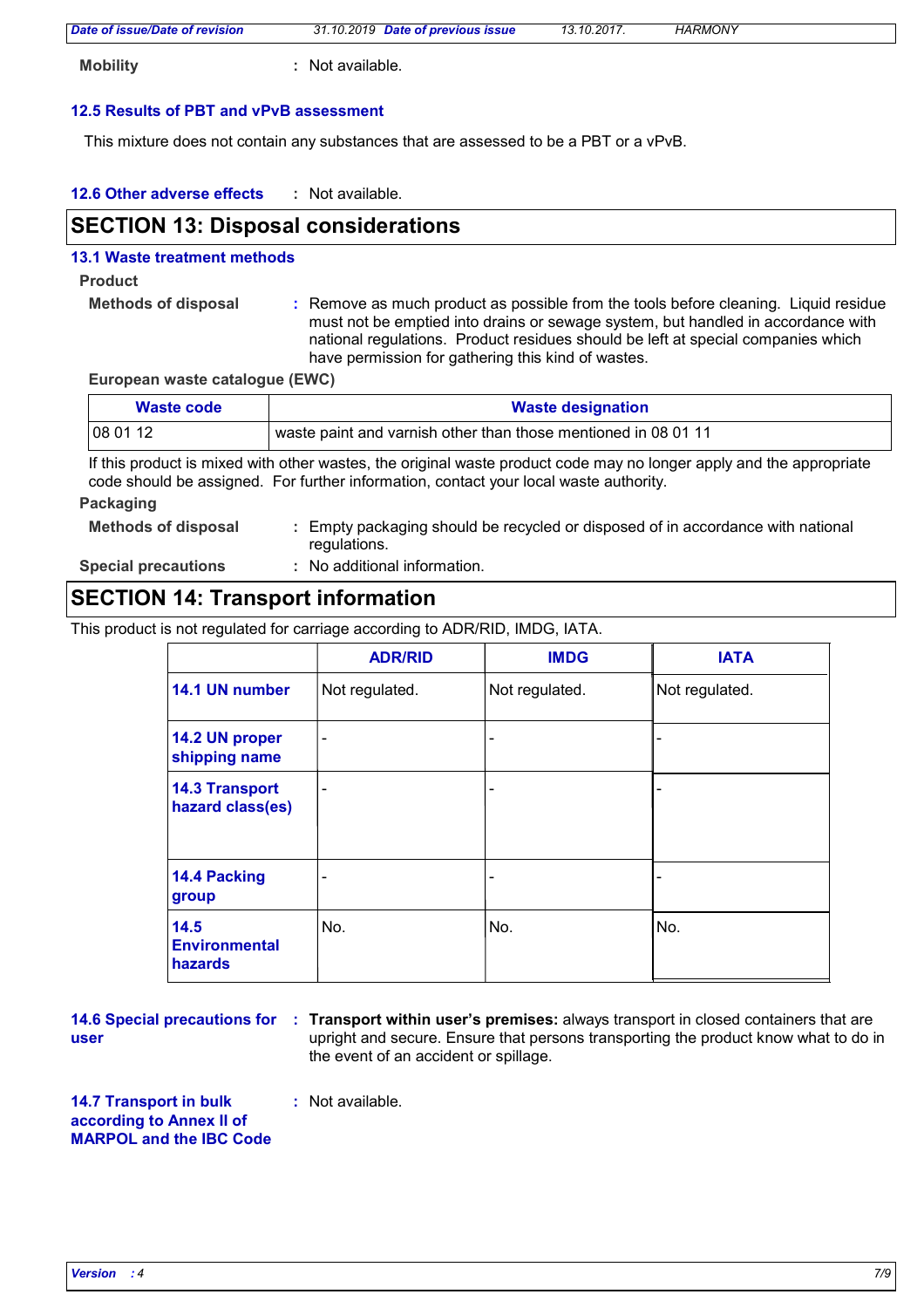**Mobility** : Not available.

### 12.5 Results of PBT and vPvB assessment

This mixture does not contain any substances that are assessed to be a PBT or a vPvB.

### 12.6 Other adverse effects

: Not available.

## SECTION 13: Disposal considerations

### 13.1 Waste treatment methods

**Product**

**Methods of disposal** : Remove as much product as possible from the tools before cleaning. Liquid residue must not be emptied into drains or sewage system, but handled in accordance with national regulations. Product residues should be left at special companies which have permission for gathering this kind of wastes.

**European waste catalogue (EWC)**

| Waste code | Waste designation |
|---|---|
| 08 01 12 | waste paint and varnish other than those mentioned in 08 01 11 |

If this product is mixed with other wastes, the original waste product code may no longer apply and the appropriate code should be assigned. For further information, contact your local waste authority.

**Packaging**

**Methods of disposal** : Empty packaging should be recycled or disposed of in accordance with national regulations.

**Special precautions** : No additional information.

## SECTION 14: Transport information

This product is not regulated for carriage according to ADR/RID, IMDG, IATA.

| | ADR/RID | IMDG | IATA |
|---|---|---|---|
| **14.1 UN number** | Not regulated. | Not regulated. | Not regulated. |
| **14.2 UN proper shipping name** | - | - | - |
| **14.3 Transport hazard class(es)** | - | - | - |
| **14.4 Packing group** | - | - | - |
| **14.5 Environmental hazards** | No. | No. | No. |

### 14.6 Special precautions for user

: **Transport within user's premises:** always transport in closed containers that are upright and secure. Ensure that persons transporting the product know what to do in the event of an accident or spillage.

### 14.7 Transport in bulk according to Annex II of MARPOL and the IBC Code

: Not available.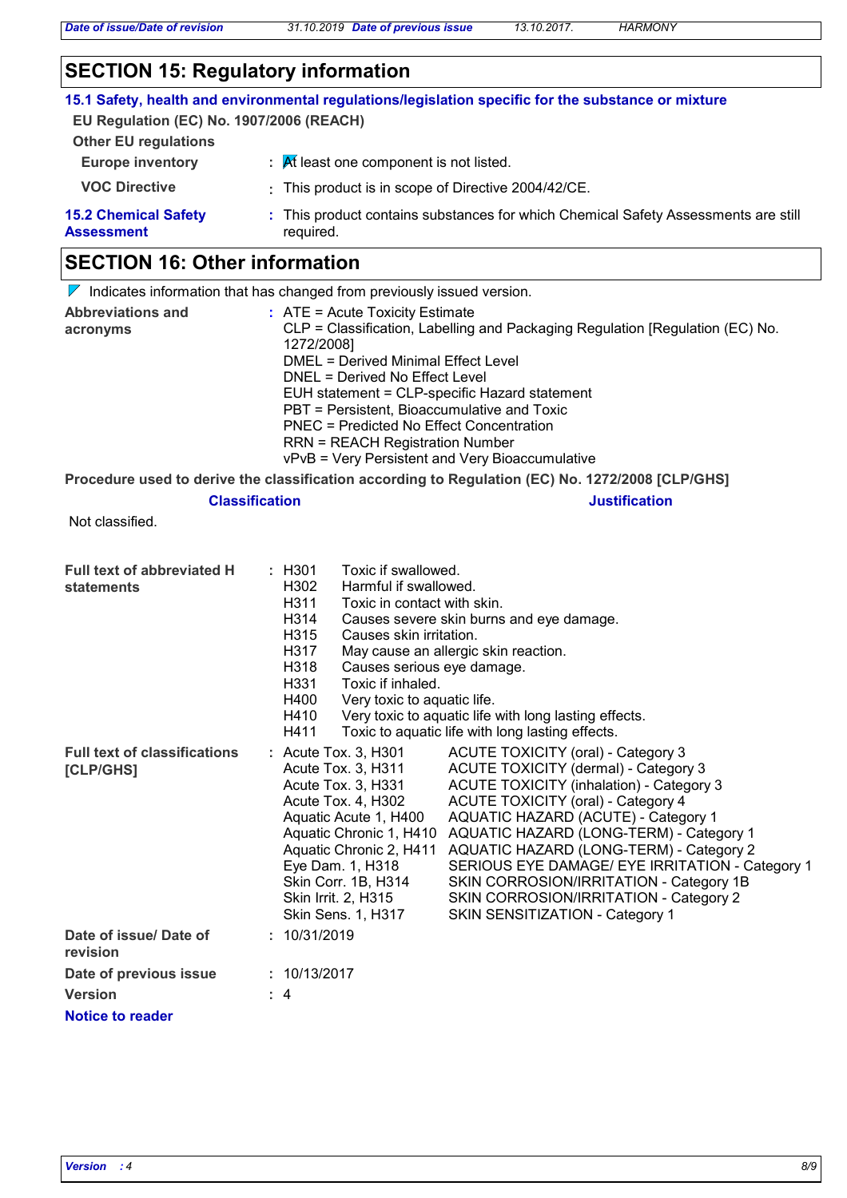## SECTION 15: Regulatory information

### 15.1 Safety, health and environmental regulations/legislation specific for the substance or mixture

**EU Regulation (EC) No. 1907/2006 (REACH)**

**Other EU regulations**

**Europe inventory** : At least one component is not listed.

**VOC Directive** : This product is in scope of Directive 2004/42/CE.

**15.2 Chemical Safety Assessment** : This product contains substances for which Chemical Safety Assessments are still required.

## SECTION 16: Other information

Indicates information that has changed from previously issued version.

**Abbreviations and acronyms** :
ATE = Acute Toxicity Estimate
CLP = Classification, Labelling and Packaging Regulation [Regulation (EC) No. 1272/2008]
DMEL = Derived Minimal Effect Level
DNEL = Derived No Effect Level
EUH statement = CLP-specific Hazard statement
PBT = Persistent, Bioaccumulative and Toxic
PNEC = Predicted No Effect Concentration
RRN = REACH Registration Number
vPvB = Very Persistent and Very Bioaccumulative

**Procedure used to derive the classification according to Regulation (EC) No. 1272/2008 [CLP/GHS]**

| Classification | Justification |
|---|---|
| Not classified. | |

**Full text of abbreviated H statements** :

| | |
|---|---|
| H301 | Toxic if swallowed. |
| H302 | Harmful if swallowed. |
| H311 | Toxic in contact with skin. |
| H314 | Causes severe skin burns and eye damage. |
| H315 | Causes skin irritation. |
| H317 | May cause an allergic skin reaction. |
| H318 | Causes serious eye damage. |
| H331 | Toxic if inhaled. |
| H400 | Very toxic to aquatic life. |
| H410 | Very toxic to aquatic life with long lasting effects. |
| H411 | Toxic to aquatic life with long lasting effects. |

**Full text of classifications [CLP/GHS]** :

| | |
|---|---|
| Acute Tox. 3, H301 | ACUTE TOXICITY (oral) - Category 3 |
| Acute Tox. 3, H311 | ACUTE TOXICITY (dermal) - Category 3 |
| Acute Tox. 3, H331 | ACUTE TOXICITY (inhalation) - Category 3 |
| Acute Tox. 4, H302 | ACUTE TOXICITY (oral) - Category 4 |
| Aquatic Acute 1, H400 | AQUATIC HAZARD (ACUTE) - Category 1 |
| Aquatic Chronic 1, H410 | AQUATIC HAZARD (LONG-TERM) - Category 1 |
| Aquatic Chronic 2, H411 | AQUATIC HAZARD (LONG-TERM) - Category 2 |
| Eye Dam. 1, H318 | SERIOUS EYE DAMAGE/ EYE IRRITATION - Category 1 |
| Skin Corr. 1B, H314 | SKIN CORROSION/IRRITATION - Category 1B |
| Skin Irrit. 2, H315 | SKIN CORROSION/IRRITATION - Category 2 |
| Skin Sens. 1, H317 | SKIN SENSITIZATION - Category 1 |

**Date of issue/ Date of revision** : 10/31/2019

**Date of previous issue** : 10/13/2017

**Version** : 4

**Notice to reader**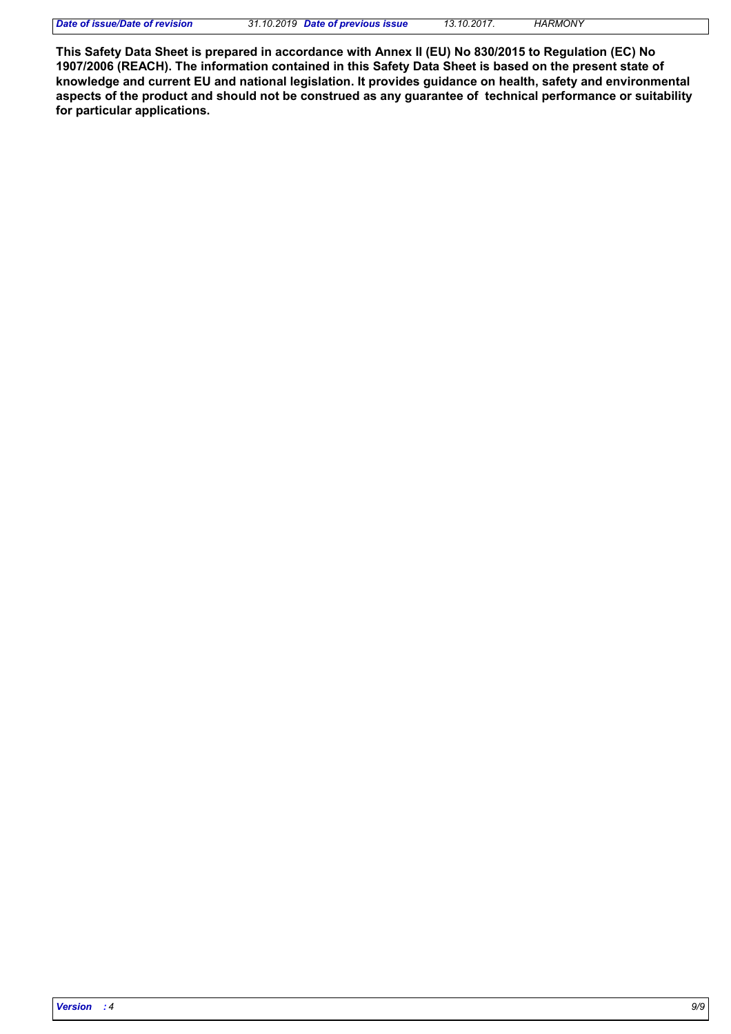**This Safety Data Sheet is prepared in accordance with Annex II (EU) No 830/2015 to Regulation (EC) No 1907/2006 (REACH). The information contained in this Safety Data Sheet is based on the present state of knowledge and current EU and national legislation. It provides guidance on health, safety and environmental aspects of the product and should not be construed as any guarantee of technical performance or suitability for particular applications.**